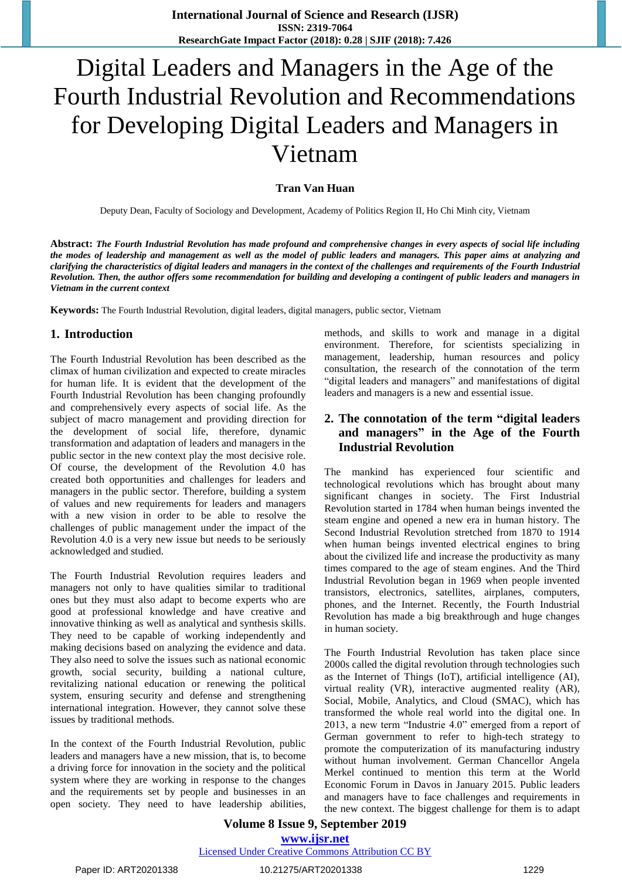# Digital Leaders and Managers in the Age of the Fourth Industrial Revolution and Recommendations for Developing Digital Leaders and Managers in Vietnam

**Tran Van Huan**

Deputy Dean, Faculty of Sociology and Development, Academy of Politics Region II, Ho Chi Minh city, Vietnam

**Abstract:** ***The Fourth Industrial Revolution has made profound and comprehensive changes in every aspects of social life including the modes of leadership and management as well as the model of public leaders and managers. This paper aims at analyzing and clarifying the characteristics of digital leaders and managers in the context of the challenges and requirements of the Fourth Industrial Revolution. Then, the author offers some recommendation for building and developing a contingent of public leaders and managers in Vietnam in the current context***

**Keywords:** The Fourth Industrial Revolution, digital leaders, digital managers, public sector, Vietnam

## 1. Introduction

The Fourth Industrial Revolution has been described as the climax of human civilization and expected to create miracles for human life. It is evident that the development of the Fourth Industrial Revolution has been changing profoundly and comprehensively every aspects of social life. As the subject of macro management and providing direction for the development of social life, therefore, dynamic transformation and adaptation of leaders and managers in the public sector in the new context play the most decisive role. Of course, the development of the Revolution 4.0 has created both opportunities and challenges for leaders and managers in the public sector. Therefore, building a system of values and new requirements for leaders and managers with a new vision in order to be able to resolve the challenges of public management under the impact of the Revolution 4.0 is a very new issue but needs to be seriously acknowledged and studied.

The Fourth Industrial Revolution requires leaders and managers not only to have qualities similar to traditional ones but they must also adapt to become experts who are good at professional knowledge and have creative and innovative thinking as well as analytical and synthesis skills. They need to be capable of working independently and making decisions based on analyzing the evidence and data. They also need to solve the issues such as national economic growth, social security, building a national culture, revitalizing national education or renewing the political system, ensuring security and defense and strengthening international integration. However, they cannot solve these issues by traditional methods.

In the context of the Fourth Industrial Revolution, public leaders and managers have a new mission, that is, to become a driving force for innovation in the society and the political system where they are working in response to the changes and the requirements set by people and businesses in an open society. They need to have leadership abilities, methods, and skills to work and manage in a digital environment. Therefore, for scientists specializing in management, leadership, human resources and policy consultation, the research of the connotation of the term "digital leaders and managers" and manifestations of digital leaders and managers is a new and essential issue.

## 2. The connotation of the term "digital leaders and managers" in the Age of the Fourth Industrial Revolution

The mankind has experienced four scientific and technological revolutions which has brought about many significant changes in society. The First Industrial Revolution started in 1784 when human beings invented the steam engine and opened a new era in human history. The Second Industrial Revolution stretched from 1870 to 1914 when human beings invented electrical engines to bring about the civilized life and increase the productivity as many times compared to the age of steam engines. And the Third Industrial Revolution began in 1969 when people invented transistors, electronics, satellites, airplanes, computers, phones, and the Internet. Recently, the Fourth Industrial Revolution has made a big breakthrough and huge changes in human society.

The Fourth Industrial Revolution has taken place since 2000s called the digital revolution through technologies such as the Internet of Things (IoT), artificial intelligence (AI), virtual reality (VR), interactive augmented reality (AR), Social, Mobile, Analytics, and Cloud (SMAC), which has transformed the whole real world into the digital one. In 2013, a new term "Industrie 4.0" emerged from a report of German government to refer to high-tech strategy to promote the computerization of its manufacturing industry without human involvement. German Chancellor Angela Merkel continued to mention this term at the World Economic Forum in Davos in January 2015. Public leaders and managers have to face challenges and requirements in the new context. The biggest challenge for them is to adapt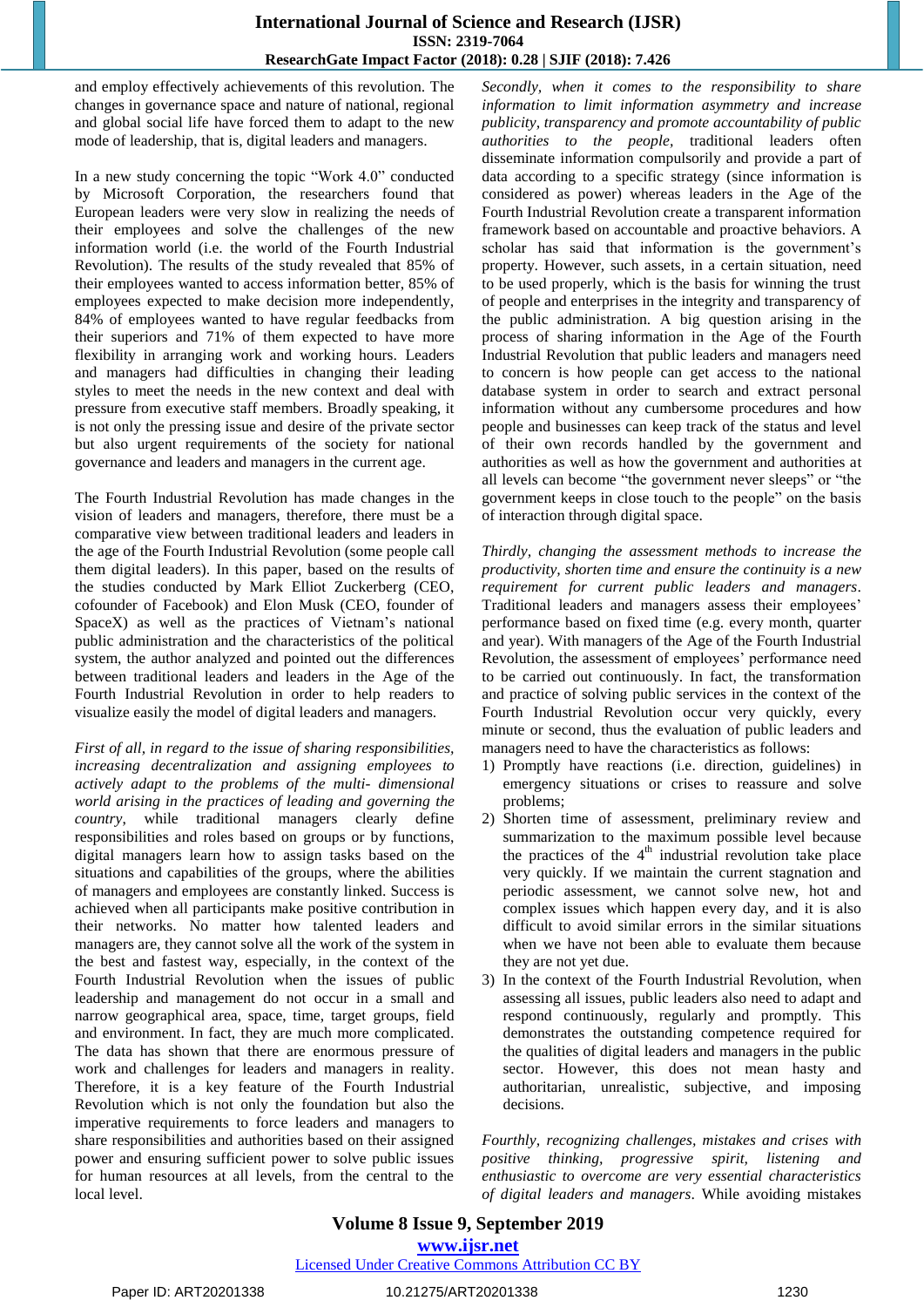and employ effectively achievements of this revolution. The changes in governance space and nature of national, regional and global social life have forced them to adapt to the new mode of leadership, that is, digital leaders and managers.

In a new study concerning the topic "Work 4.0" conducted by Microsoft Corporation, the researchers found that European leaders were very slow in realizing the needs of their employees and solve the challenges of the new information world (i.e. the world of the Fourth Industrial Revolution). The results of the study revealed that 85% of their employees wanted to access information better, 85% of employees expected to make decision more independently, 84% of employees wanted to have regular feedbacks from their superiors and 71% of them expected to have more flexibility in arranging work and working hours. Leaders and managers had difficulties in changing their leading styles to meet the needs in the new context and deal with pressure from executive staff members. Broadly speaking, it is not only the pressing issue and desire of the private sector but also urgent requirements of the society for national governance and leaders and managers in the current age.

The Fourth Industrial Revolution has made changes in the vision of leaders and managers, therefore, there must be a comparative view between traditional leaders and leaders in the age of the Fourth Industrial Revolution (some people call them digital leaders). In this paper, based on the results of the studies conducted by Mark Elliot Zuckerberg (CEO, cofounder of Facebook) and Elon Musk (CEO, founder of SpaceX) as well as the practices of Vietnam's national public administration and the characteristics of the political system, the author analyzed and pointed out the differences between traditional leaders and leaders in the Age of the Fourth Industrial Revolution in order to help readers to visualize easily the model of digital leaders and managers.

*First of all, in regard to the issue of sharing responsibilities, increasing decentralization and assigning employees to actively adapt to the problems of the multi- dimensional world arising in the practices of leading and governing the country*, while traditional managers clearly define responsibilities and roles based on groups or by functions, digital managers learn how to assign tasks based on the situations and capabilities of the groups, where the abilities of managers and employees are constantly linked. Success is achieved when all participants make positive contribution in their networks. No matter how talented leaders and managers are, they cannot solve all the work of the system in the best and fastest way, especially, in the context of the Fourth Industrial Revolution when the issues of public leadership and management do not occur in a small and narrow geographical area, space, time, target groups, field and environment. In fact, they are much more complicated. The data has shown that there are enormous pressure of work and challenges for leaders and managers in reality. Therefore, it is a key feature of the Fourth Industrial Revolution which is not only the foundation but also the imperative requirements to force leaders and managers to share responsibilities and authorities based on their assigned power and ensuring sufficient power to solve public issues for human resources at all levels, from the central to the local level.

*Secondly, when it comes to the responsibility to share information to limit information asymmetry and increase publicity, transparency and promote accountability of public authorities to the people*, traditional leaders often disseminate information compulsorily and provide a part of data according to a specific strategy (since information is considered as power) whereas leaders in the Age of the Fourth Industrial Revolution create a transparent information framework based on accountable and proactive behaviors. A scholar has said that information is the government's property. However, such assets, in a certain situation, need to be used properly, which is the basis for winning the trust of people and enterprises in the integrity and transparency of the public administration. A big question arising in the process of sharing information in the Age of the Fourth Industrial Revolution that public leaders and managers need to concern is how people can get access to the national database system in order to search and extract personal information without any cumbersome procedures and how people and businesses can keep track of the status and level of their own records handled by the government and authorities as well as how the government and authorities at all levels can become "the government never sleeps" or "the government keeps in close touch to the people" on the basis of interaction through digital space.

*Thirdly, changing the assessment methods to increase the productivity, shorten time and ensure the continuity is a new requirement for current public leaders and managers*. Traditional leaders and managers assess their employees' performance based on fixed time (e.g. every month, quarter and year). With managers of the Age of the Fourth Industrial Revolution, the assessment of employees' performance need to be carried out continuously. In fact, the transformation and practice of solving public services in the context of the Fourth Industrial Revolution occur very quickly, every minute or second, thus the evaluation of public leaders and managers need to have the characteristics as follows:

1) Promptly have reactions (i.e. direction, guidelines) in emergency situations or crises to reassure and solve problems;
2) Shorten time of assessment, preliminary review and summarization to the maximum possible level because the practices of the 4th industrial revolution take place very quickly. If we maintain the current stagnation and periodic assessment, we cannot solve new, hot and complex issues which happen every day, and it is also difficult to avoid similar errors in the similar situations when we have not been able to evaluate them because they are not yet due.
3) In the context of the Fourth Industrial Revolution, when assessing all issues, public leaders also need to adapt and respond continuously, regularly and promptly. This demonstrates the outstanding competence required for the qualities of digital leaders and managers in the public sector. However, this does not mean hasty and authoritarian, unrealistic, subjective, and imposing decisions.

*Fourthly, recognizing challenges, mistakes and crises with positive thinking, progressive spirit, listening and enthusiastic to overcome are very essential characteristics of digital leaders and managers*. While avoiding mistakes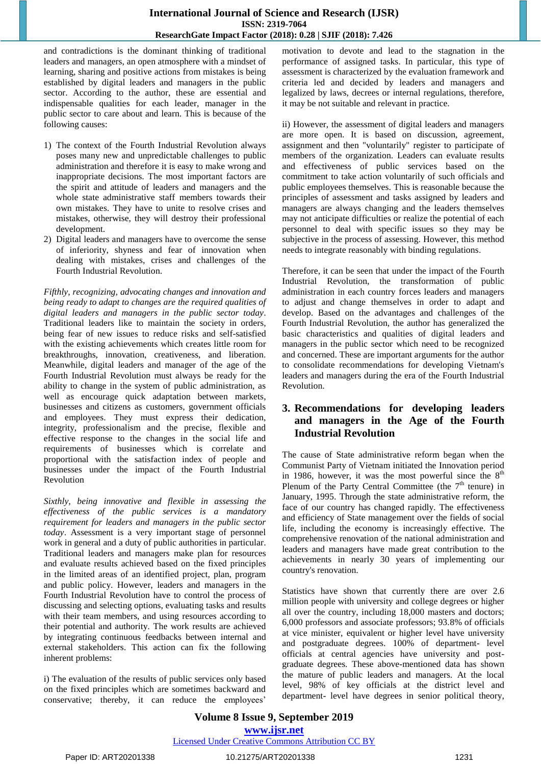and contradictions is the dominant thinking of traditional leaders and managers, an open atmosphere with a mindset of learning, sharing and positive actions from mistakes is being established by digital leaders and managers in the public sector. According to the author, these are essential and indispensable qualities for each leader, manager in the public sector to care about and learn. This is because of the following causes:

1) The context of the Fourth Industrial Revolution always poses many new and unpredictable challenges to public administration and therefore it is easy to make wrong and inappropriate decisions. The most important factors are the spirit and attitude of leaders and managers and the whole state administrative staff members towards their own mistakes. They have to unite to resolve crises and mistakes, otherwise, they will destroy their professional development.
2) Digital leaders and managers have to overcome the sense of inferiority, shyness and fear of innovation when dealing with mistakes, crises and challenges of the Fourth Industrial Revolution.

*Fifthly, recognizing, advocating changes and innovation and being ready to adapt to changes are the required qualities of digital leaders and managers in the public sector today*. Traditional leaders like to maintain the society in orders, being fear of new issues to reduce risks and self-satisfied with the existing achievements which creates little room for breakthroughs, innovation, creativeness, and liberation. Meanwhile, digital leaders and manager of the age of the Fourth Industrial Revolution must always be ready for the ability to change in the system of public administration, as well as encourage quick adaptation between markets, businesses and citizens as customers, government officials and employees. They must express their dedication, integrity, professionalism and the precise, flexible and effective response to the changes in the social life and requirements of businesses which is correlate and proportional with the satisfaction index of people and businesses under the impact of the Fourth Industrial Revolution

*Sixthly, being innovative and flexible in assessing the effectiveness of the public services is a mandatory requirement for leaders and managers in the public sector today*. Assessment is a very important stage of personnel work in general and a duty of public authorities in particular. Traditional leaders and managers make plan for resources and evaluate results achieved based on the fixed principles in the limited areas of an identified project, plan, program and public policy. However, leaders and managers in the Fourth Industrial Revolution have to control the process of discussing and selecting options, evaluating tasks and results with their team members, and using resources according to their potential and authority. The work results are achieved by integrating continuous feedbacks between internal and external stakeholders. This action can fix the following inherent problems:

i) The evaluation of the results of public services only based on the fixed principles which are sometimes backward and conservative; thereby, it can reduce the employees' motivation to devote and lead to the stagnation in the performance of assigned tasks. In particular, this type of assessment is characterized by the evaluation framework and criteria led and decided by leaders and managers and legalized by laws, decrees or internal regulations, therefore, it may be not suitable and relevant in practice.

ii) However, the assessment of digital leaders and managers are more open. It is based on discussion, agreement, assignment and then "voluntarily" register to participate of members of the organization. Leaders can evaluate results and effectiveness of public services based on the commitment to take action voluntarily of such officials and public employees themselves. This is reasonable because the principles of assessment and tasks assigned by leaders and managers are always changing and the leaders themselves may not anticipate difficulties or realize the potential of each personnel to deal with specific issues so they may be subjective in the process of assessing. However, this method needs to integrate reasonably with binding regulations.

Therefore, it can be seen that under the impact of the Fourth Industrial Revolution, the transformation of public administration in each country forces leaders and managers to adjust and change themselves in order to adapt and develop. Based on the advantages and challenges of the Fourth Industrial Revolution, the author has generalized the basic characteristics and qualities of digital leaders and managers in the public sector which need to be recognized and concerned. These are important arguments for the author to consolidate recommendations for developing Vietnam's leaders and managers during the era of the Fourth Industrial Revolution.

## 3. Recommendations for developing leaders and managers in the Age of the Fourth Industrial Revolution

The cause of State administrative reform began when the Communist Party of Vietnam initiated the Innovation period in 1986, however, it was the most powerful since the 8th Plenum of the Party Central Committee (the 7th tenure) in January, 1995. Through the state administrative reform, the face of our country has changed rapidly. The effectiveness and efficiency of State management over the fields of social life, including the economy is increasingly effective. The comprehensive renovation of the national administration and leaders and managers have made great contribution to the achievements in nearly 30 years of implementing our country's renovation.

Statistics have shown that currently there are over 2.6 million people with university and college degrees or higher all over the country, including 18,000 masters and doctors; 6,000 professors and associate professors; 93.8% of officials at vice minister, equivalent or higher level have university and postgraduate degrees. 100% of department- level officials at central agencies have university and post-graduate degrees. These above-mentioned data has shown the mature of public leaders and managers. At the local level, 98% of key officials at the district level and department- level have degrees in senior political theory,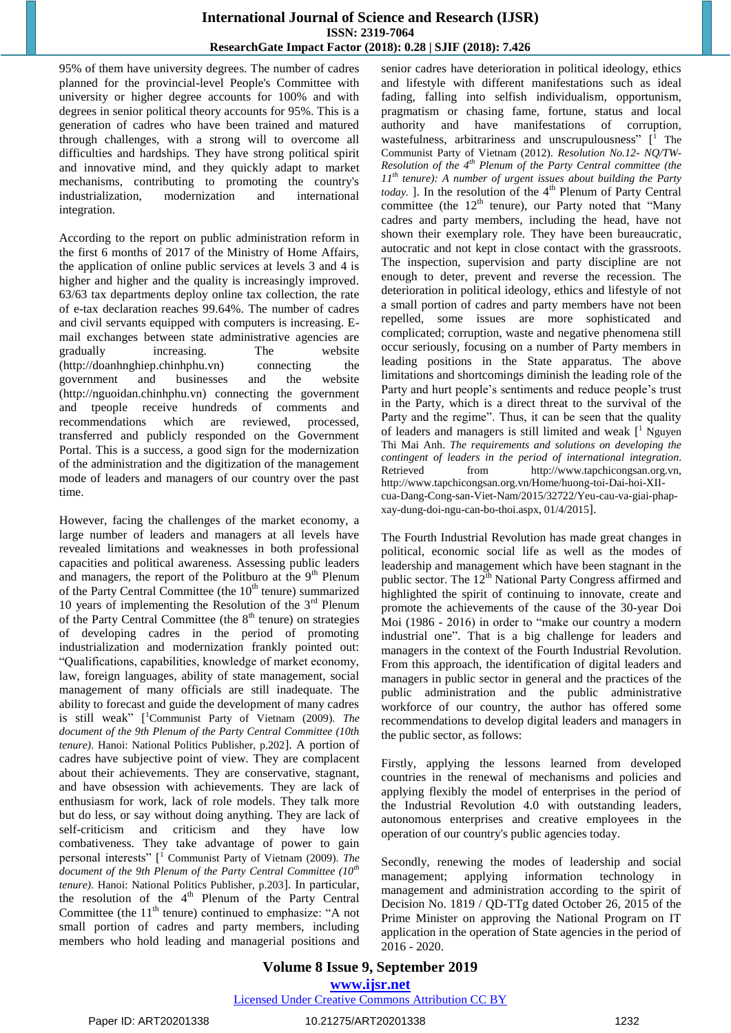95% of them have university degrees. The number of cadres planned for the provincial-level People's Committee with university or higher degree accounts for 100% and with degrees in senior political theory accounts for 95%. This is a generation of cadres who have been trained and matured through challenges, with a strong will to overcome all difficulties and hardships. They have strong political spirit and innovative mind, and they quickly adapt to market mechanisms, contributing to promoting the country's industrialization, modernization and international integration.

According to the report on public administration reform in the first 6 months of 2017 of the Ministry of Home Affairs, the application of online public services at levels 3 and 4 is higher and higher and the quality is increasingly improved. 63/63 tax departments deploy online tax collection, the rate of e-tax declaration reaches 99.64%. The number of cadres and civil servants equipped with computers is increasing. E-mail exchanges between state administrative agencies are gradually increasing. The website (http://doanhnghiep.chinhphu.vn) connecting the government and businesses and the website (http://nguoidan.chinhphu.vn) connecting the government and tpeople receive hundreds of comments and recommendations which are reviewed, processed, transferred and publicly responded on the Government Portal. This is a success, a good sign for the modernization of the administration and the digitization of the management mode of leaders and managers of our country over the past time.

However, facing the challenges of the market economy, a large number of leaders and managers at all levels have revealed limitations and weaknesses in both professional capacities and political awareness. Assessing public leaders and managers, the report of the Politburo at the 9th Plenum of the Party Central Committee (the 10th tenure) summarized 10 years of implementing the Resolution of the 3rd Plenum of the Party Central Committee (the 8th tenure) on strategies of developing cadres in the period of promoting industrialization and modernization frankly pointed out: "Qualifications, capabilities, knowledge of market economy, law, foreign languages, ability of state management, social management of many officials are still inadequate. The ability to forecast and guide the development of many cadres is still weak" [[1]Communist Party of Vietnam (2009). *The document of the 9th Plenum of the Party Central Committee (10th tenure)*. Hanoi: National Politics Publisher, p.202]. A portion of cadres have subjective point of view. They are complacent about their achievements. They are conservative, stagnant, and have obsession with achievements. They are lack of enthusiasm for work, lack of role models. They talk more but do less, or say without doing anything. They are lack of self-criticism and criticism and they have low combativeness. They take advantage of power to gain personal interests" [[1] Communist Party of Vietnam (2009). *The document of the 9th Plenum of the Party Central Committee (10th tenure)*. Hanoi: National Politics Publisher, p.203]. In particular, the resolution of the 4th Plenum of the Party Central Committee (the 11th tenure) continued to emphasize: "A not small portion of cadres and party members, including members who hold leading and managerial positions and senior cadres have deterioration in political ideology, ethics and lifestyle with different manifestations such as ideal fading, falling into selfish individualism, opportunism, pragmatism or chasing fame, fortune, status and local authority and have manifestations of corruption, wastefulness, arbitrariness and unscrupulousness" [[1] The Communist Party of Vietnam (2012). *Resolution No.12- NQ/TW-Resolution of the 4th Plenum of the Party Central committee (the 11th tenure): A number of urgent issues about building the Party today.* ]. In the resolution of the 4th Plenum of Party Central committee (the 12th tenure), our Party noted that "Many cadres and party members, including the head, have not shown their exemplary role. They have been bureaucratic, autocratic and not kept in close contact with the grassroots. The inspection, supervision and party discipline are not enough to deter, prevent and reverse the recession. The deterioration in political ideology, ethics and lifestyle of not a small portion of cadres and party members have not been repelled, some issues are more sophisticated and complicated; corruption, waste and negative phenomena still occur seriously, focusing on a number of Party members in leading positions in the State apparatus. The above limitations and shortcomings diminish the leading role of the Party and hurt people's sentiments and reduce people's trust in the Party, which is a direct threat to the survival of the Party and the regime". Thus, it can be seen that the quality of leaders and managers is still limited and weak [[1] Nguyen Thi Mai Anh. *The requirements and solutions on developing the contingent of leaders in the period of international integration*. Retrieved from http://www.tapchicongsan.org.vn, http://www.tapchicongsan.org.vn/Home/huong-toi-Dai-hoi-XII-cua-Dang-Cong-san-Viet-Nam/2015/32722/Yeu-cau-va-giai-phap-xay-dung-doi-ngu-can-bo-thoi.aspx, 01/4/2015].

The Fourth Industrial Revolution has made great changes in political, economic social life as well as the modes of leadership and management which have been stagnant in the public sector. The 12th National Party Congress affirmed and highlighted the spirit of continuing to innovate, create and promote the achievements of the cause of the 30-year Doi Moi (1986 - 2016) in order to "make our country a modern industrial one". That is a big challenge for leaders and managers in the context of the Fourth Industrial Revolution. From this approach, the identification of digital leaders and managers in public sector in general and the practices of the public administration and the public administrative workforce of our country, the author has offered some recommendations to develop digital leaders and managers in the public sector, as follows:

Firstly, applying the lessons learned from developed countries in the renewal of mechanisms and policies and applying flexibly the model of enterprises in the period of the Industrial Revolution 4.0 with outstanding leaders, autonomous enterprises and creative employees in the operation of our country's public agencies today.

Secondly, renewing the modes of leadership and social management; applying information technology in management and administration according to the spirit of Decision No. 1819 / QD-TTg dated October 26, 2015 of the Prime Minister on approving the National Program on IT application in the operation of State agencies in the period of 2016 - 2020.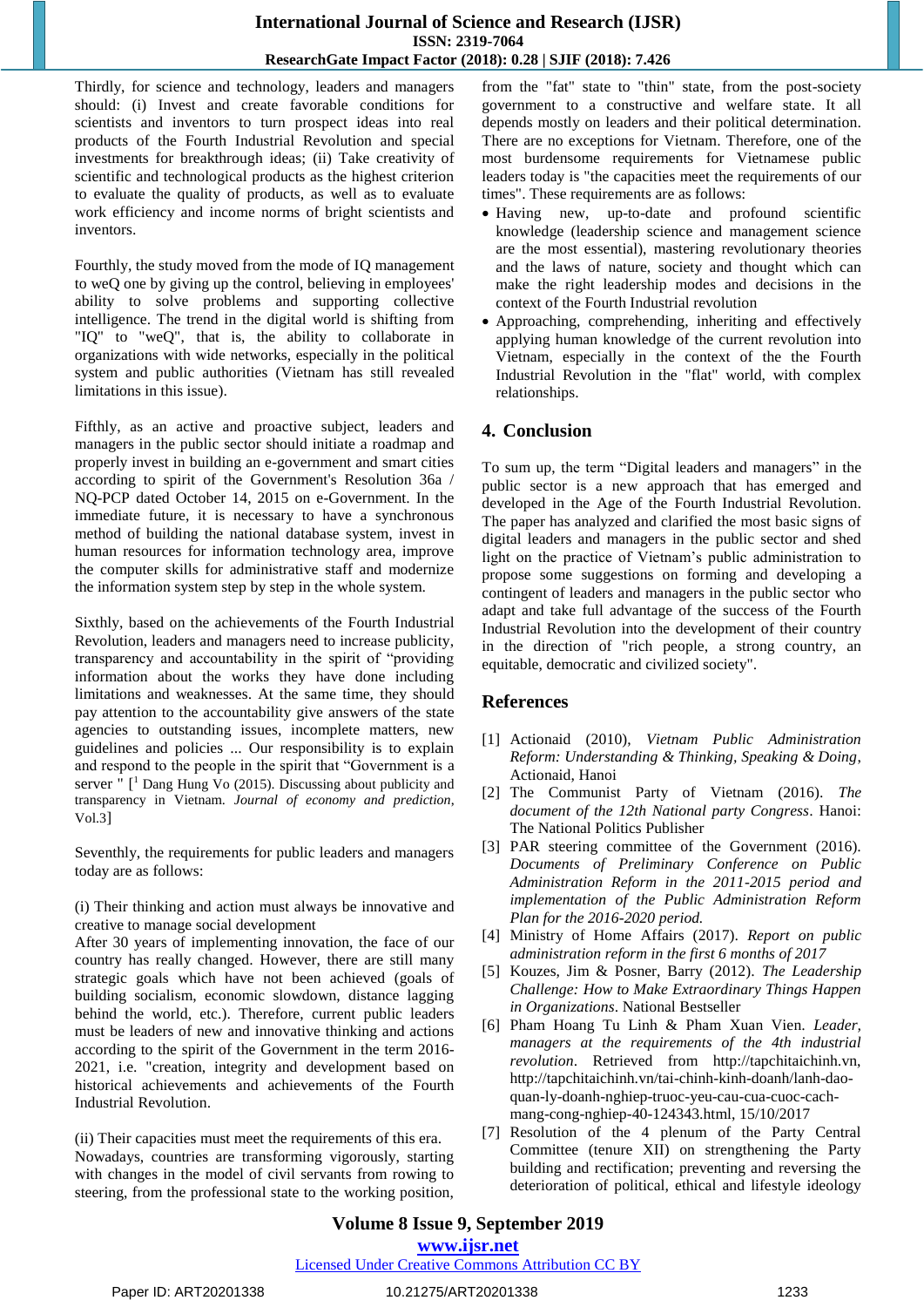Thirdly, for science and technology, leaders and managers should: (i) Invest and create favorable conditions for scientists and inventors to turn prospect ideas into real products of the Fourth Industrial Revolution and special investments for breakthrough ideas; (ii) Take creativity of scientific and technological products as the highest criterion to evaluate the quality of products, as well as to evaluate work efficiency and income norms of bright scientists and inventors.

Fourthly, the study moved from the mode of IQ management to weQ one by giving up the control, believing in employees' ability to solve problems and supporting collective intelligence. The trend in the digital world is shifting from "IQ" to "weQ", that is, the ability to collaborate in organizations with wide networks, especially in the political system and public authorities (Vietnam has still revealed limitations in this issue).

Fifthly, as an active and proactive subject, leaders and managers in the public sector should initiate a roadmap and properly invest in building an e-government and smart cities according to spirit of the Government's Resolution 36a / NQ-PCP dated October 14, 2015 on e-Government. In the immediate future, it is necessary to have a synchronous method of building the national database system, invest in human resources for information technology area, improve the computer skills for administrative staff and modernize the information system step by step in the whole system.

Sixthly, based on the achievements of the Fourth Industrial Revolution, leaders and managers need to increase publicity, transparency and accountability in the spirit of "providing information about the works they have done including limitations and weaknesses. At the same time, they should pay attention to the accountability give answers of the state agencies to outstanding issues, incomplete matters, new guidelines and policies ... Our responsibility is to explain and respond to the people in the spirit that "Government is a server " [[1] Dang Hung Vo (2015). Discussing about publicity and transparency in Vietnam. *Journal of economy and prediction*, Vol.3]

Seventhly, the requirements for public leaders and managers today are as follows:

(i) Their thinking and action must always be innovative and creative to manage social development

After 30 years of implementing innovation, the face of our country has really changed. However, there are still many strategic goals which have not been achieved (goals of building socialism, economic slowdown, distance lagging behind the world, etc.). Therefore, current public leaders must be leaders of new and innovative thinking and actions according to the spirit of the Government in the term 2016-2021, i.e. "creation, integrity and development based on historical achievements and achievements of the Fourth Industrial Revolution.

(ii) Their capacities must meet the requirements of this era.

Nowadays, countries are transforming vigorously, starting with changes in the model of civil servants from rowing to steering, from the professional state to the working position, from the "fat" state to "thin" state, from the post-society government to a constructive and welfare state. It all depends mostly on leaders and their political determination. There are no exceptions for Vietnam. Therefore, one of the most burdensome requirements for Vietnamese public leaders today is "the capacities meet the requirements of our times". These requirements are as follows:

- Having new, up-to-date and profound scientific knowledge (leadership science and management science are the most essential), mastering revolutionary theories and the laws of nature, society and thought which can make the right leadership modes and decisions in the context of the Fourth Industrial revolution
- Approaching, comprehending, inheriting and effectively applying human knowledge of the current revolution into Vietnam, especially in the context of the the Fourth Industrial Revolution in the "flat" world, with complex relationships.

## 4. Conclusion

To sum up, the term "Digital leaders and managers" in the public sector is a new approach that has emerged and developed in the Age of the Fourth Industrial Revolution. The paper has analyzed and clarified the most basic signs of digital leaders and managers in the public sector and shed light on the practice of Vietnam's public administration to propose some suggestions on forming and developing a contingent of leaders and managers in the public sector who adapt and take full advantage of the success of the Fourth Industrial Revolution into the development of their country in the direction of "rich people, a strong country, an equitable, democratic and civilized society".

## References

[1] Actionaid (2010), *Vietnam Public Administration Reform: Understanding & Thinking, Speaking & Doing*, Actionaid, Hanoi

[2] The Communist Party of Vietnam (2016). *The document of the 12th National party Congress*. Hanoi: The National Politics Publisher

[3] PAR steering committee of the Government (2016). *Documents of Preliminary Conference on Public Administration Reform in the 2011-2015 period and implementation of the Public Administration Reform Plan for the 2016-2020 period.*

[4] Ministry of Home Affairs (2017). *Report on public administration reform in the first 6 months of 2017*

[5] Kouzes, Jim & Posner, Barry (2012). *The Leadership Challenge: How to Make Extraordinary Things Happen in Organizations*. National Bestseller

[6] Pham Hoang Tu Linh & Pham Xuan Vien. *Leader, managers at the requirements of the 4th industrial revolution*. Retrieved from http://tapchitaichinh.vn, http://tapchitaichinh.vn/tai-chinh-kinh-doanh/lanh-dao-quan-ly-doanh-nghiep-truoc-yeu-cau-cua-cuoc-cach-mang-cong-nghiep-40-124343.html, 15/10/2017

[7] Resolution of the 4 plenum of the Party Central Committee (tenure XII) on strengthening the Party building and rectification; preventing and reversing the deterioration of political, ethical and lifestyle ideology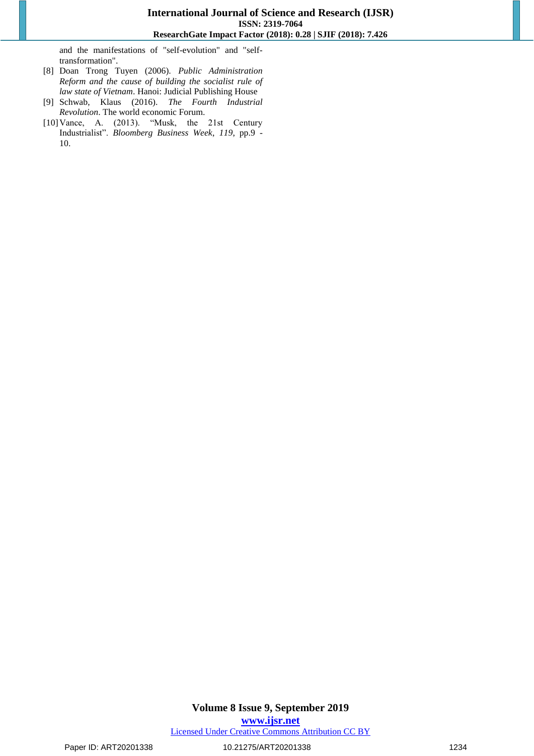and the manifestations of "self-evolution" and "self-transformation".

[8] Doan Trong Tuyen (2006). *Public Administration Reform and the cause of building the socialist rule of law state of Vietnam*. Hanoi: Judicial Publishing House

[9] Schwab, Klaus (2016). *The Fourth Industrial Revolution*. The world economic Forum.

[10] Vance, A. (2013). "Musk, the 21st Century Industrialist". *Bloomberg Business Week*, *119*, pp.9 - 10.